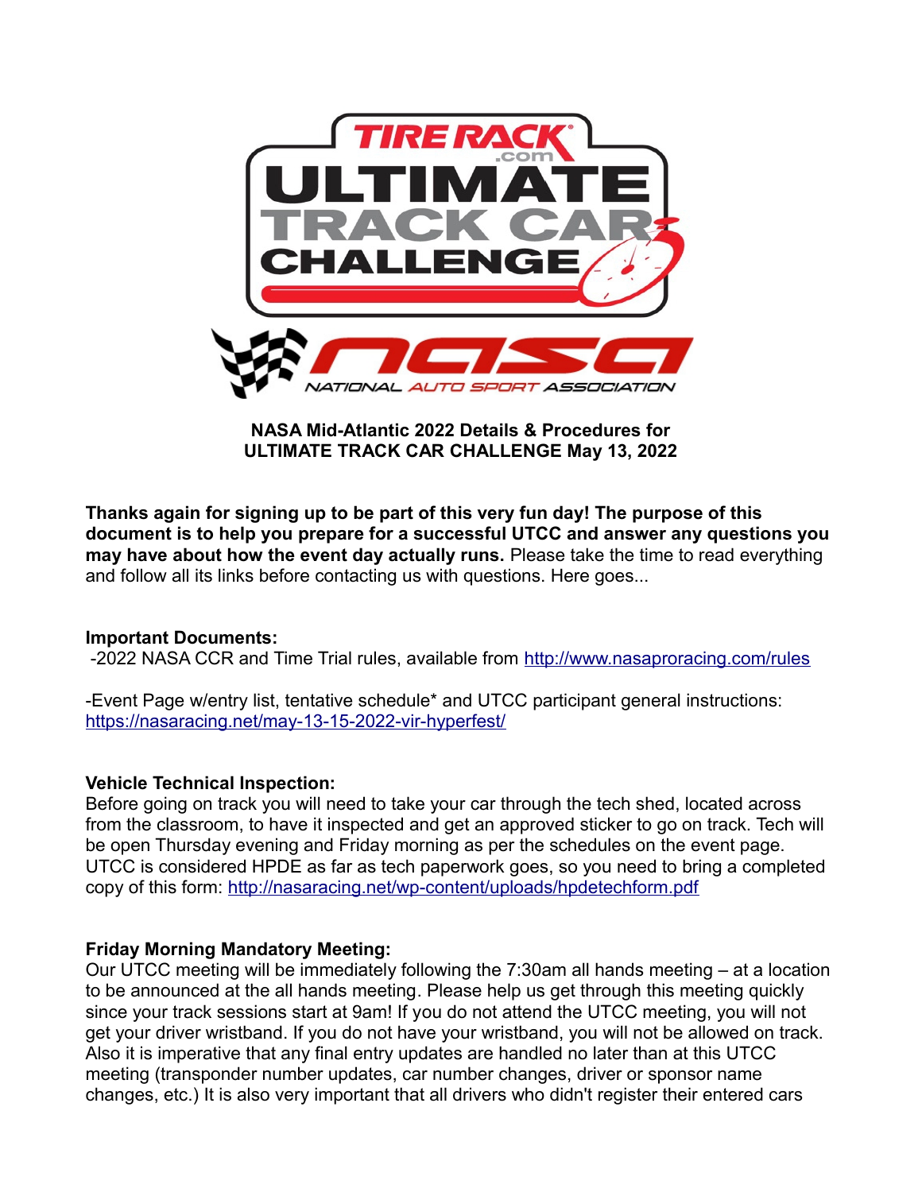**NASA Mid-Atlantic 2022 Details & Procedures for ULTIMATE TRACK CAR CHALLENGE May 13, 2022**

**Thanks again for signing up to be part of this very fun day! The purpose of this document is to help you prepare for a successful UTCC and answer any questions you may have about how the event day actually runs.** Please take the time to read everything and follow all its links before contacting us with questions. Here goes...

**Important Documents:**

-2022 NASA CCR and Time Trial rules, available from http://www.nasaproracing.com/rules

-Event Page w/entry list, tentative schedule* and UTCC participant general instructions: https://nasaracing.net/may-13-15-2022-vir-hyperfest/

**Vehicle Technical Inspection:**

Before going on track you will need to take your car through the tech shed, located across from the classroom, to have it inspected and get an approved sticker to go on track. Tech will be open Thursday evening and Friday morning as per the schedules on the event page. UTCC is considered HPDE as far as tech paperwork goes, so you need to bring a completed copy of this form: http://nasaracing.net/wp-content/uploads/hpdetechform.pdf

**Friday Morning Mandatory Meeting:**

Our UTCC meeting will be immediately following the 7:30am all hands meeting – at a location to be announced at the all hands meeting. Please help us get through this meeting quickly since your track sessions start at 9am! If you do not attend the UTCC meeting, you will not get your driver wristband. If you do not have your wristband, you will not be allowed on track. Also it is imperative that any final entry updates are handled no later than at this UTCC meeting (transponder number updates, car number changes, driver or sponsor name changes, etc.) It is also very important that all drivers who didn't register their entered cars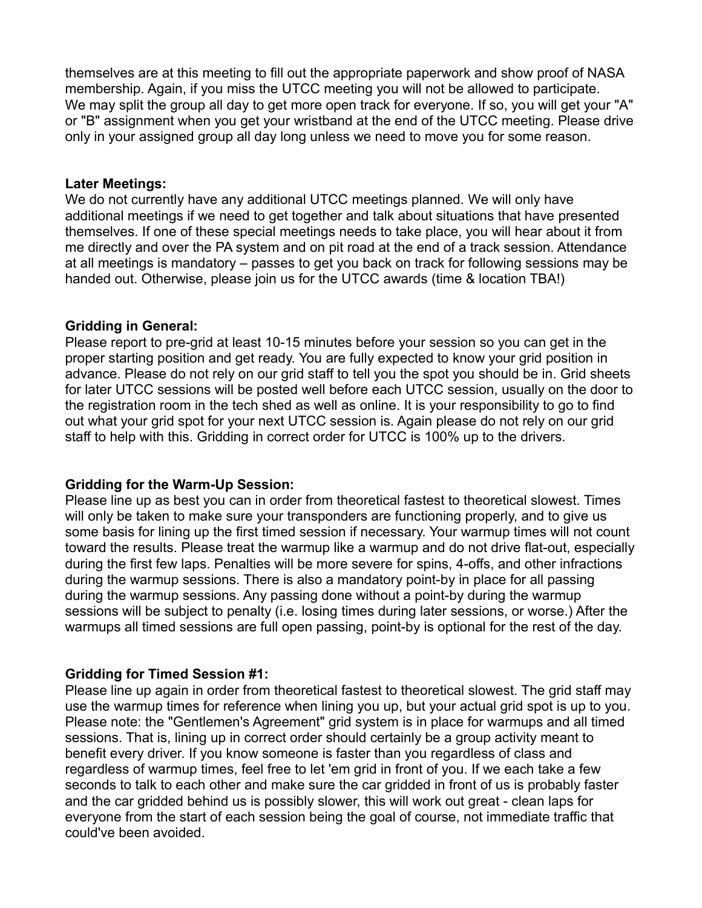themselves are at this meeting to fill out the appropriate paperwork and show proof of NASA membership. Again, if you miss the UTCC meeting you will not be allowed to participate. We may split the group all day to get more open track for everyone. If so, you will get your "A" or "B" assignment when you get your wristband at the end of the UTCC meeting. Please drive only in your assigned group all day long unless we need to move you for some reason.

**Later Meetings:**
We do not currently have any additional UTCC meetings planned. We will only have additional meetings if we need to get together and talk about situations that have presented themselves. If one of these special meetings needs to take place, you will hear about it from me directly and over the PA system and on pit road at the end of a track session. Attendance at all meetings is mandatory – passes to get you back on track for following sessions may be handed out. Otherwise, please join us for the UTCC awards (time & location TBA!)

**Gridding in General:**
Please report to pre-grid at least 10-15 minutes before your session so you can get in the proper starting position and get ready. You are fully expected to know your grid position in advance. Please do not rely on our grid staff to tell you the spot you should be in. Grid sheets for later UTCC sessions will be posted well before each UTCC session, usually on the door to the registration room in the tech shed as well as online. It is your responsibility to go to find out what your grid spot for your next UTCC session is. Again please do not rely on our grid staff to help with this. Gridding in correct order for UTCC is 100% up to the drivers.

**Gridding for the Warm-Up Session:**
Please line up as best you can in order from theoretical fastest to theoretical slowest. Times will only be taken to make sure your transponders are functioning properly, and to give us some basis for lining up the first timed session if necessary. Your warmup times will not count toward the results. Please treat the warmup like a warmup and do not drive flat-out, especially during the first few laps. Penalties will be more severe for spins, 4-offs, and other infractions during the warmup sessions. There is also a mandatory point-by in place for all passing during the warmup sessions. Any passing done without a point-by during the warmup sessions will be subject to penalty (i.e. losing times during later sessions, or worse.) After the warmups all timed sessions are full open passing, point-by is optional for the rest of the day.

**Gridding for Timed Session #1:**
Please line up again in order from theoretical fastest to theoretical slowest. The grid staff may use the warmup times for reference when lining you up, but your actual grid spot is up to you. Please note: the "Gentlemen's Agreement" grid system is in place for warmups and all timed sessions. That is, lining up in correct order should certainly be a group activity meant to benefit every driver. If you know someone is faster than you regardless of class and regardless of warmup times, feel free to let 'em grid in front of you. If we each take a few seconds to talk to each other and make sure the car gridded in front of us is probably faster and the car gridded behind us is possibly slower, this will work out great - clean laps for everyone from the start of each session being the goal of course, not immediate traffic that could've been avoided.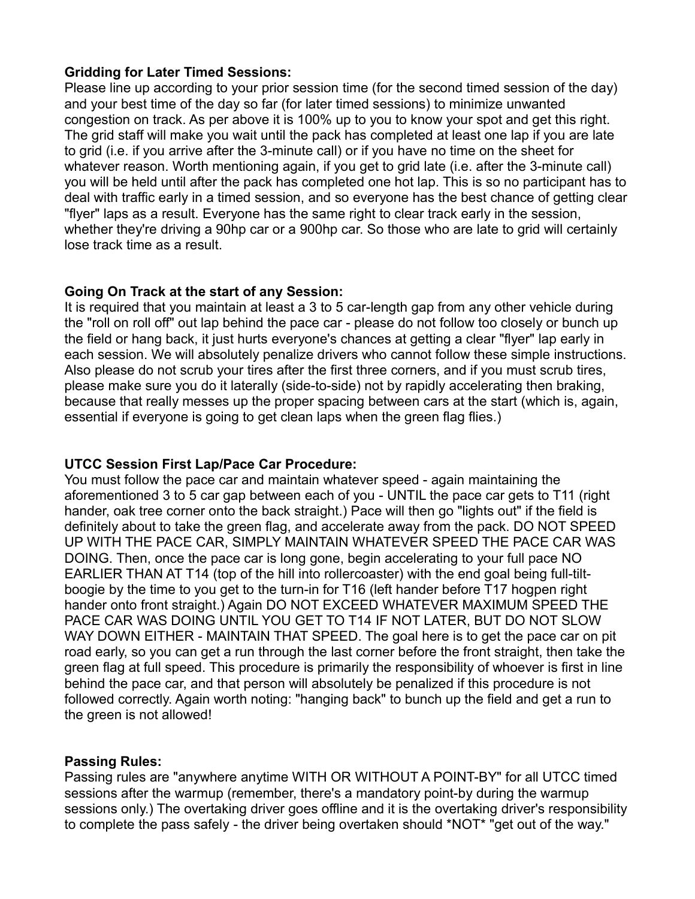**Gridding for Later Timed Sessions:**
Please line up according to your prior session time (for the second timed session of the day) and your best time of the day so far (for later timed sessions) to minimize unwanted congestion on track. As per above it is 100% up to you to know your spot and get this right. The grid staff will make you wait until the pack has completed at least one lap if you are late to grid (i.e. if you arrive after the 3-minute call) or if you have no time on the sheet for whatever reason. Worth mentioning again, if you get to grid late (i.e. after the 3-minute call) you will be held until after the pack has completed one hot lap. This is so no participant has to deal with traffic early in a timed session, and so everyone has the best chance of getting clear "flyer" laps as a result. Everyone has the same right to clear track early in the session, whether they're driving a 90hp car or a 900hp car. So those who are late to grid will certainly lose track time as a result.

**Going On Track at the start of any Session:**
It is required that you maintain at least a 3 to 5 car-length gap from any other vehicle during the "roll on roll off" out lap behind the pace car - please do not follow too closely or bunch up the field or hang back, it just hurts everyone's chances at getting a clear "flyer" lap early in each session. We will absolutely penalize drivers who cannot follow these simple instructions. Also please do not scrub your tires after the first three corners, and if you must scrub tires, please make sure you do it laterally (side-to-side) not by rapidly accelerating then braking, because that really messes up the proper spacing between cars at the start (which is, again, essential if everyone is going to get clean laps when the green flag flies.)

**UTCC Session First Lap/Pace Car Procedure:**
You must follow the pace car and maintain whatever speed - again maintaining the aforementioned 3 to 5 car gap between each of you - UNTIL the pace car gets to T11 (right hander, oak tree corner onto the back straight.) Pace will then go "lights out" if the field is definitely about to take the green flag, and accelerate away from the pack. DO NOT SPEED UP WITH THE PACE CAR, SIMPLY MAINTAIN WHATEVER SPEED THE PACE CAR WAS DOING. Then, once the pace car is long gone, begin accelerating to your full pace NO EARLIER THAN AT T14 (top of the hill into rollercoaster) with the end goal being full-tilt-boogie by the time to you get to the turn-in for T16 (left hander before T17 hogpen right hander onto front straight.) Again DO NOT EXCEED WHATEVER MAXIMUM SPEED THE PACE CAR WAS DOING UNTIL YOU GET TO T14 IF NOT LATER, BUT DO NOT SLOW WAY DOWN EITHER - MAINTAIN THAT SPEED. The goal here is to get the pace car on pit road early, so you can get a run through the last corner before the front straight, then take the green flag at full speed. This procedure is primarily the responsibility of whoever is first in line behind the pace car, and that person will absolutely be penalized if this procedure is not followed correctly. Again worth noting: "hanging back" to bunch up the field and get a run to the green is not allowed!

**Passing Rules:**
Passing rules are "anywhere anytime WITH OR WITHOUT A POINT-BY" for all UTCC timed sessions after the warmup (remember, there's a mandatory point-by during the warmup sessions only.) The overtaking driver goes offline and it is the overtaking driver's responsibility to complete the pass safely - the driver being overtaken should *NOT* "get out of the way."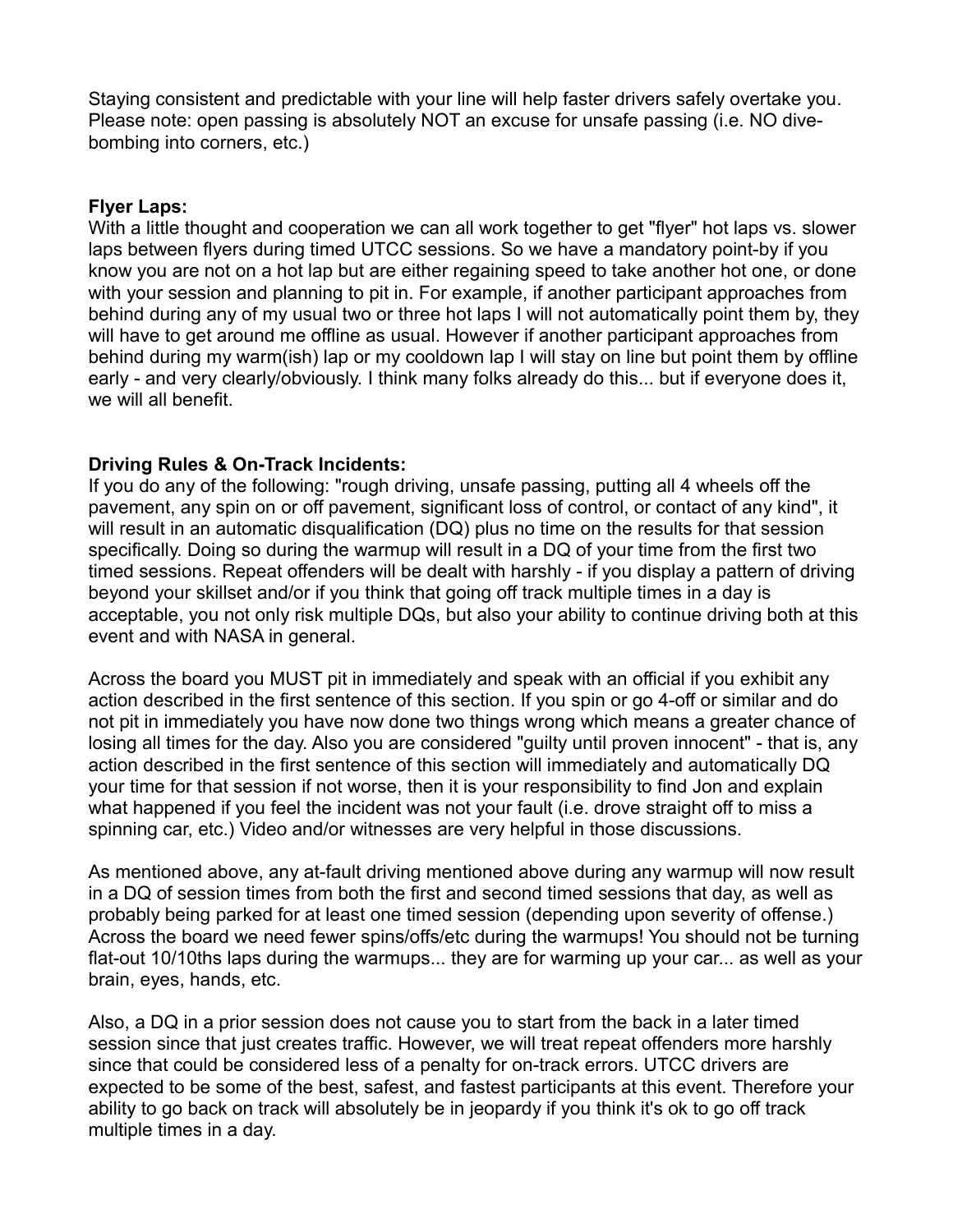Staying consistent and predictable with your line will help faster drivers safely overtake you. Please note: open passing is absolutely NOT an excuse for unsafe passing (i.e. NO dive-bombing into corners, etc.)

**Flyer Laps:**
With a little thought and cooperation we can all work together to get "flyer" hot laps vs. slower laps between flyers during timed UTCC sessions. So we have a mandatory point-by if you know you are not on a hot lap but are either regaining speed to take another hot one, or done with your session and planning to pit in. For example, if another participant approaches from behind during any of my usual two or three hot laps I will not automatically point them by, they will have to get around me offline as usual. However if another participant approaches from behind during my warm(ish) lap or my cooldown lap I will stay on line but point them by offline early - and very clearly/obviously. I think many folks already do this... but if everyone does it, we will all benefit.

**Driving Rules & On-Track Incidents:**
If you do any of the following: "rough driving, unsafe passing, putting all 4 wheels off the pavement, any spin on or off pavement, significant loss of control, or contact of any kind", it will result in an automatic disqualification (DQ) plus no time on the results for that session specifically. Doing so during the warmup will result in a DQ of your time from the first two timed sessions. Repeat offenders will be dealt with harshly - if you display a pattern of driving beyond your skillset and/or if you think that going off track multiple times in a day is acceptable, you not only risk multiple DQs, but also your ability to continue driving both at this event and with NASA in general.

Across the board you MUST pit in immediately and speak with an official if you exhibit any action described in the first sentence of this section. If you spin or go 4-off or similar and do not pit in immediately you have now done two things wrong which means a greater chance of losing all times for the day. Also you are considered "guilty until proven innocent" - that is, any action described in the first sentence of this section will immediately and automatically DQ your time for that session if not worse, then it is your responsibility to find Jon and explain what happened if you feel the incident was not your fault (i.e. drove straight off to miss a spinning car, etc.) Video and/or witnesses are very helpful in those discussions.

As mentioned above, any at-fault driving mentioned above during any warmup will now result in a DQ of session times from both the first and second timed sessions that day, as well as probably being parked for at least one timed session (depending upon severity of offense.) Across the board we need fewer spins/offs/etc during the warmups! You should not be turning flat-out 10/10ths laps during the warmups... they are for warming up your car... as well as your brain, eyes, hands, etc.

Also, a DQ in a prior session does not cause you to start from the back in a later timed session since that just creates traffic. However, we will treat repeat offenders more harshly since that could be considered less of a penalty for on-track errors. UTCC drivers are expected to be some of the best, safest, and fastest participants at this event. Therefore your ability to go back on track will absolutely be in jeopardy if you think it's ok to go off track multiple times in a day.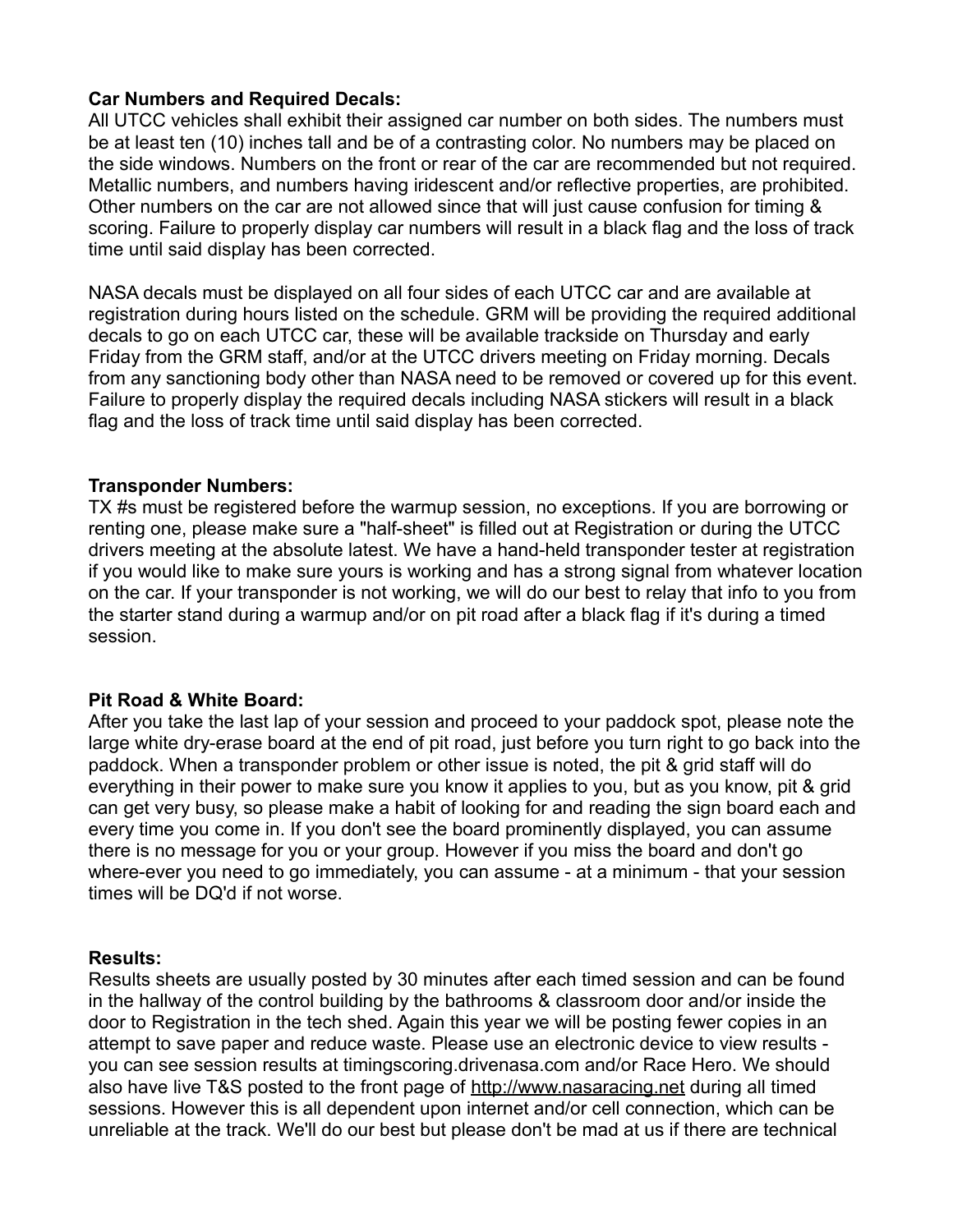**Car Numbers and Required Decals:**
All UTCC vehicles shall exhibit their assigned car number on both sides. The numbers must be at least ten (10) inches tall and be of a contrasting color. No numbers may be placed on the side windows. Numbers on the front or rear of the car are recommended but not required. Metallic numbers, and numbers having iridescent and/or reflective properties, are prohibited. Other numbers on the car are not allowed since that will just cause confusion for timing & scoring. Failure to properly display car numbers will result in a black flag and the loss of track time until said display has been corrected.

NASA decals must be displayed on all four sides of each UTCC car and are available at registration during hours listed on the schedule. GRM will be providing the required additional decals to go on each UTCC car, these will be available trackside on Thursday and early Friday from the GRM staff, and/or at the UTCC drivers meeting on Friday morning. Decals from any sanctioning body other than NASA need to be removed or covered up for this event. Failure to properly display the required decals including NASA stickers will result in a black flag and the loss of track time until said display has been corrected.

**Transponder Numbers:**
TX #s must be registered before the warmup session, no exceptions. If you are borrowing or renting one, please make sure a "half-sheet" is filled out at Registration or during the UTCC drivers meeting at the absolute latest. We have a hand-held transponder tester at registration if you would like to make sure yours is working and has a strong signal from whatever location on the car. If your transponder is not working, we will do our best to relay that info to you from the starter stand during a warmup and/or on pit road after a black flag if it's during a timed session.

**Pit Road & White Board:**
After you take the last lap of your session and proceed to your paddock spot, please note the large white dry-erase board at the end of pit road, just before you turn right to go back into the paddock. When a transponder problem or other issue is noted, the pit & grid staff will do everything in their power to make sure you know it applies to you, but as you know, pit & grid can get very busy, so please make a habit of looking for and reading the sign board each and every time you come in. If you don't see the board prominently displayed, you can assume there is no message for you or your group. However if you miss the board and don't go where-ever you need to go immediately, you can assume - at a minimum - that your session times will be DQ'd if not worse.

**Results:**
Results sheets are usually posted by 30 minutes after each timed session and can be found in the hallway of the control building by the bathrooms & classroom door and/or inside the door to Registration in the tech shed. Again this year we will be posting fewer copies in an attempt to save paper and reduce waste. Please use an electronic device to view results - you can see session results at timingscoring.drivenasa.com and/or Race Hero. We should also have live T&S posted to the front page of http://www.nasaracing.net during all timed sessions. However this is all dependent upon internet and/or cell connection, which can be unreliable at the track. We'll do our best but please don't be mad at us if there are technical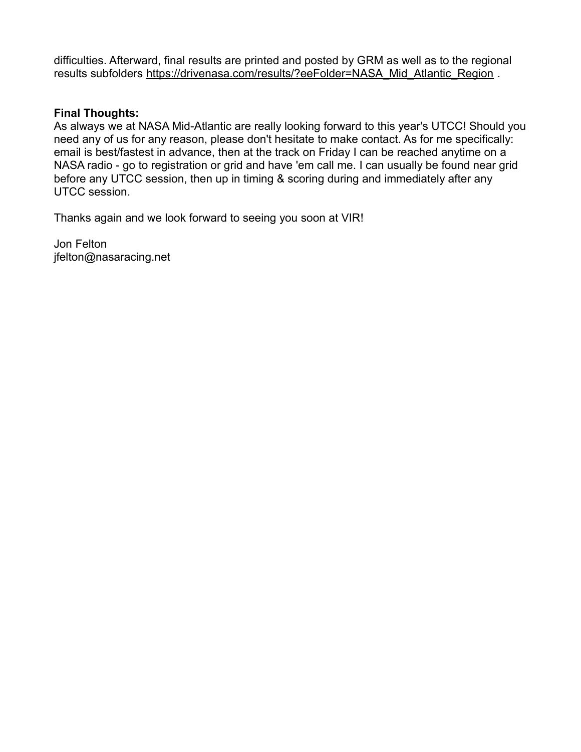difficulties. Afterward, final results are printed and posted by GRM as well as to the regional results subfolders https://drivenasa.com/results/?eeFolder=NASA_Mid_Atlantic_Region .

**Final Thoughts:**
As always we at NASA Mid-Atlantic are really looking forward to this year's UTCC! Should you need any of us for any reason, please don't hesitate to make contact. As for me specifically: email is best/fastest in advance, then at the track on Friday I can be reached anytime on a NASA radio - go to registration or grid and have 'em call me. I can usually be found near grid before any UTCC session, then up in timing & scoring during and immediately after any UTCC session.

Thanks again and we look forward to seeing you soon at VIR!

Jon Felton
jfelton@nasaracing.net